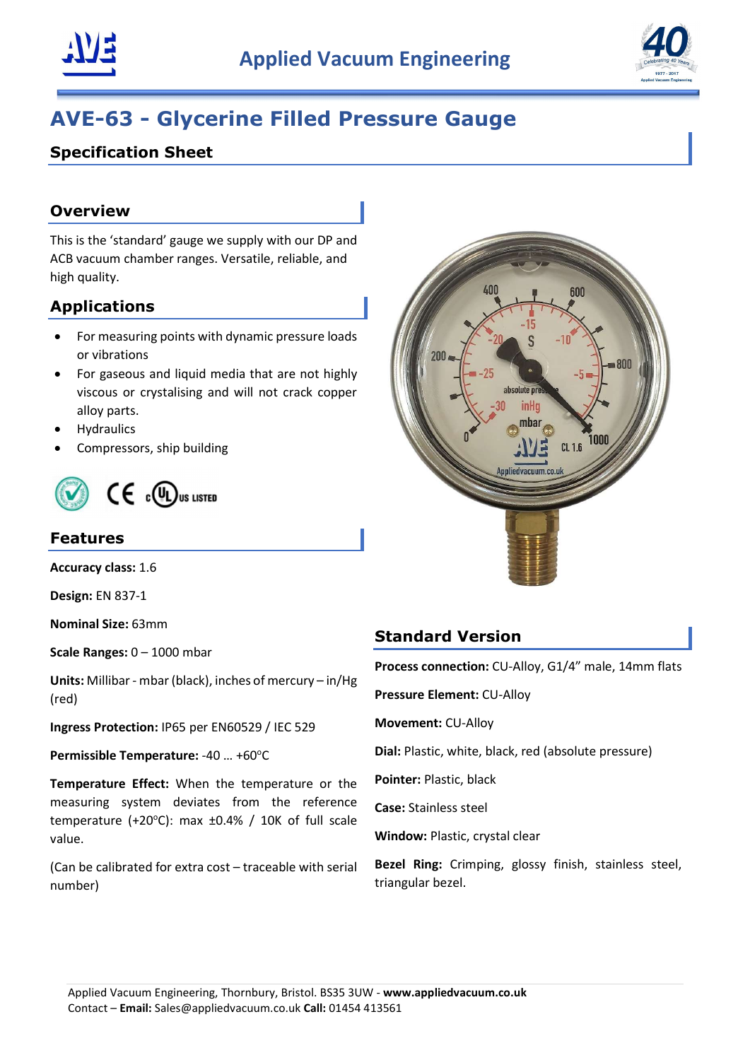# Applied Vacuum Engineering

# AVE-63 - Glycerine Filled Pressure Gauge

## Specification Sheet

### Overview

This is the 'standard' gauge we supply with our DP and ACB vacuum chamber ranges. Versatile, reliable, and high quality.

### Applications

- For measuring points with dynamic pressure loads or vibrations
- For gaseous and liquid media that are not highly viscous or crystalising and will not crack copper alloy parts.
- Hydraulics
- Compressors, ship building

### Features

**Accuracy class:** 1.6

**Design:** EN 837-1

**Nominal Size:** 63mm

**Scale Ranges:** 0 – 1000 mbar

**Units:** Millibar - mbar (black), inches of mercury – in/Hg (red)

**Ingress Protection:** IP65 per EN60529 / IEC 529

**Permissible Temperature:** -40 … +60°C

**Temperature Effect:** When the temperature or the measuring system deviates from the reference temperature (+20°C): max ±0.4% / 10K of full scale value.

(Can be calibrated for extra cost – traceable with serial number)

### Standard Version

**Process connection:** CU-Alloy, G1/4" male, 14mm flats

**Pressure Element:** CU-Alloy

**Movement:** CU-Alloy

**Dial:** Plastic, white, black, red (absolute pressure)

**Pointer:** Plastic, black

**Case:** Stainless steel

**Window:** Plastic, crystal clear

**Bezel Ring:** Crimping, glossy finish, stainless steel, triangular bezel.

Applied Vacuum Engineering, Thornbury, Bristol. BS35 3UW - **www.appliedvacuum.co.uk**
Contact – **Email:** Sales@appliedvacuum.co.uk **Call:** 01454 413561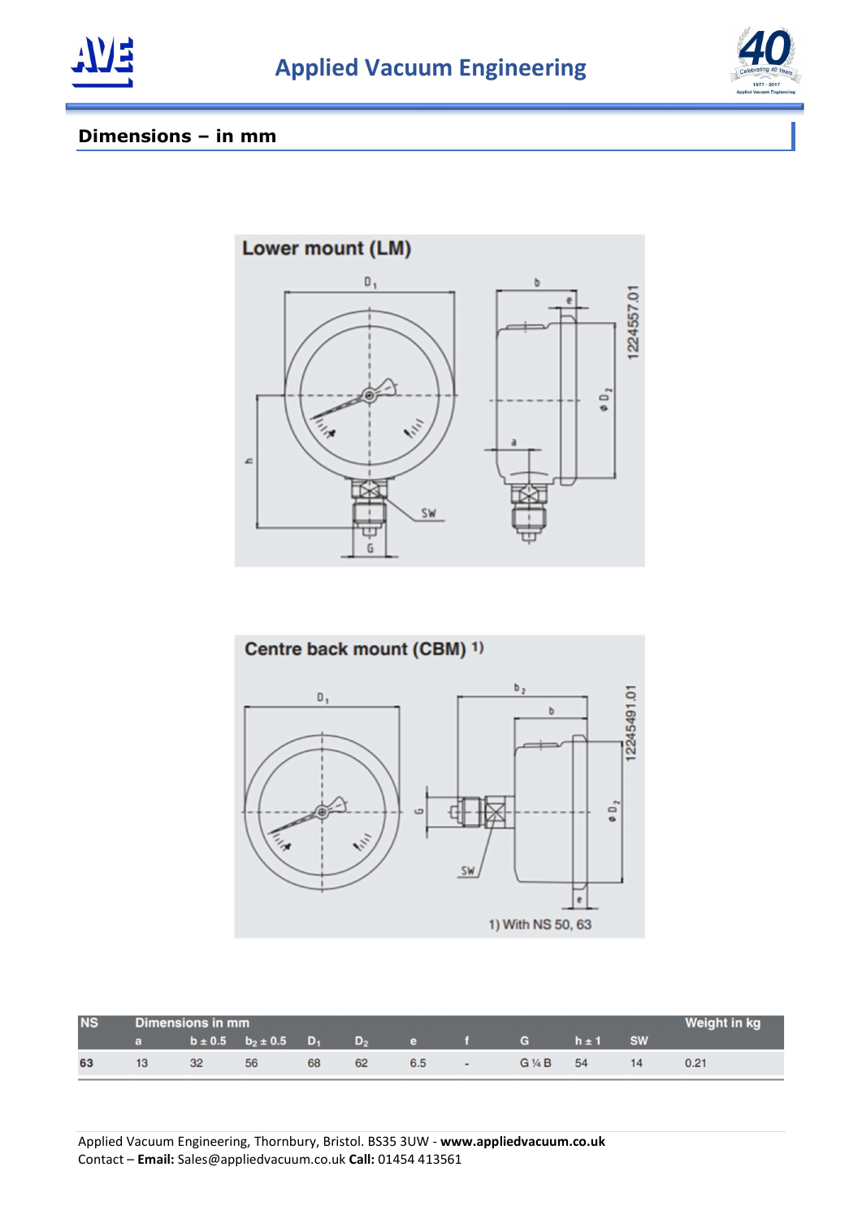## Dimensions – in mm

Lower mount (LM)

D1

b

e

1224557.01

h

ø D2

a

SW

G

Centre back mount (CBM) 1)

D1

b2

b

1224491.01

G

ø D2

SW

e

1) With NS 50, 63

| NS | Dimensions in mm | | | | | | | | | | Weight in kg |
|---|---|---|---|---|---|---|---|---|---|---|---|
| | a | b ± 0.5 | $b_2$ ± 0.5 | $D_1$ | $D_2$ | e | f | G | h ± 1 | SW | |
| 63 | 13 | 32 | 56 | 68 | 62 | 6.5 | - | G ¼ B | 54 | 14 | 0.21 |

Applied Vacuum Engineering, Thornbury, Bristol. BS35 3UW - **www.appliedvacuum.co.uk**
Contact – **Email:** Sales@appliedvacuum.co.uk **Call:** 01454 413561